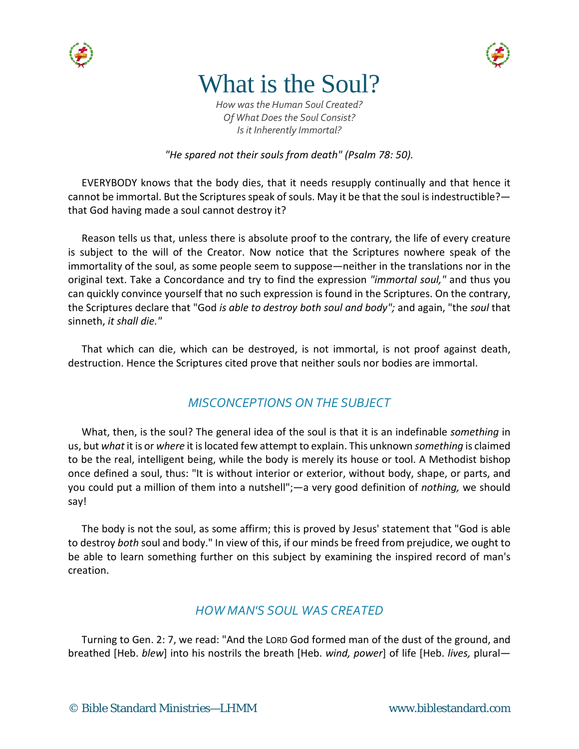# What is the Soul?

*How was the Human Soul Created?*
*Of What Does the Soul Consist?*
*Is it Inherently Immortal?*

*"He spared not their souls from death" (Psalm 78: 50).*

EVERYBODY knows that the body dies, that it needs resupply continually and that hence it cannot be immortal. But the Scriptures speak of souls. May it be that the soul is indestructible?—that God having made a soul cannot destroy it?

Reason tells us that, unless there is absolute proof to the contrary, the life of every creature is subject to the will of the Creator. Now notice that the Scriptures nowhere speak of the immortality of the soul, as some people seem to suppose—neither in the translations nor in the original text. Take a Concordance and try to find the expression *"immortal soul,"* and thus you can quickly convince yourself that no such expression is found in the Scriptures. On the contrary, the Scriptures declare that "God *is able to destroy both soul and body";* and again, "the *soul* that sinneth, *it shall die."*

That which can die, which can be destroyed, is not immortal, is not proof against death, destruction. Hence the Scriptures cited prove that neither souls nor bodies are immortal.

## MISCONCEPTIONS ON THE SUBJECT

What, then, is the soul? The general idea of the soul is that it is an indefinable *something* in us, but *what* it is or *where* it is located few attempt to explain. This unknown *something* is claimed to be the real, intelligent being, while the body is merely its house or tool. A Methodist bishop once defined a soul, thus: "It is without interior or exterior, without body, shape, or parts, and you could put a million of them into a nutshell";—a very good definition of *nothing,* we should say!

The body is not the soul, as some affirm; this is proved by Jesus' statement that "God is able to destroy *both* soul and body." In view of this, if our minds be freed from prejudice, we ought to be able to learn something further on this subject by examining the inspired record of man's creation.

## HOW MAN'S SOUL WAS CREATED

Turning to Gen. 2: 7, we read: "And the LORD God formed man of the dust of the ground, and breathed [Heb. *blew*] into his nostrils the breath [Heb. *wind, power*] of life [Heb. *lives,* plural—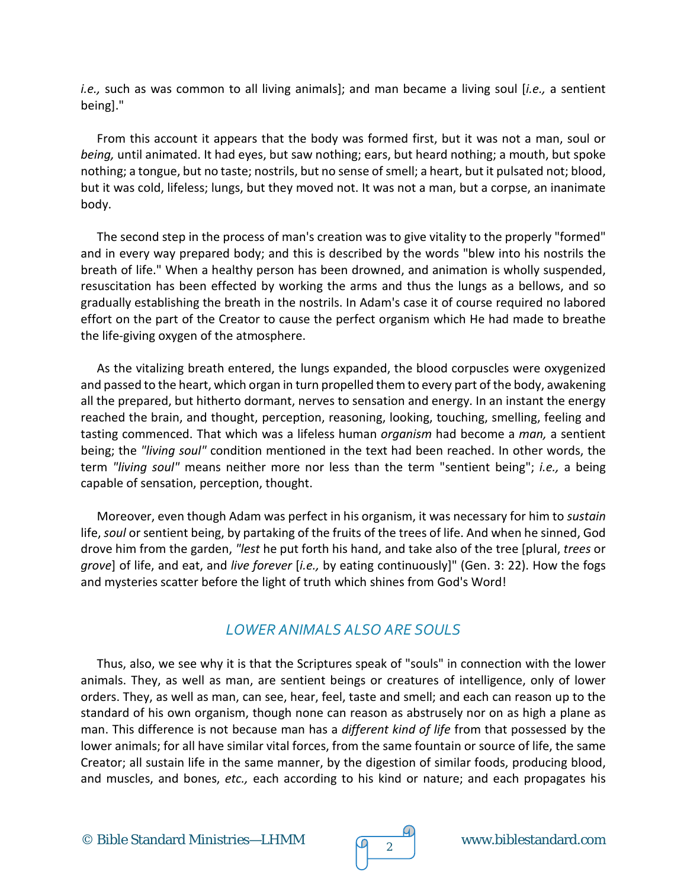*i.e.,* such as was common to all living animals]; and man became a living soul [*i.e.,* a sentient being]."

From this account it appears that the body was formed first, but it was not a man, soul or *being,* until animated. It had eyes, but saw nothing; ears, but heard nothing; a mouth, but spoke nothing; a tongue, but no taste; nostrils, but no sense of smell; a heart, but it pulsated not; blood, but it was cold, lifeless; lungs, but they moved not. It was not a man, but a corpse, an inanimate body.

The second step in the process of man's creation was to give vitality to the properly "formed" and in every way prepared body; and this is described by the words "blew into his nostrils the breath of life." When a healthy person has been drowned, and animation is wholly suspended, resuscitation has been effected by working the arms and thus the lungs as a bellows, and so gradually establishing the breath in the nostrils. In Adam's case it of course required no labored effort on the part of the Creator to cause the perfect organism which He had made to breathe the life-giving oxygen of the atmosphere.

As the vitalizing breath entered, the lungs expanded, the blood corpuscles were oxygenized and passed to the heart, which organ in turn propelled them to every part of the body, awakening all the prepared, but hitherto dormant, nerves to sensation and energy. In an instant the energy reached the brain, and thought, perception, reasoning, looking, touching, smelling, feeling and tasting commenced. That which was a lifeless human *organism* had become a *man,* a sentient being; the *"living soul"* condition mentioned in the text had been reached. In other words, the term *"living soul"* means neither more nor less than the term "sentient being"; *i.e.,* a being capable of sensation, perception, thought.

Moreover, even though Adam was perfect in his organism, it was necessary for him to *sustain* life, *soul* or sentient being, by partaking of the fruits of the trees of life. And when he sinned, God drove him from the garden, *"lest* he put forth his hand, and take also of the tree [plural, *trees* or *grove*] of life, and eat, and *live forever* [*i.e.,* by eating continuously]" (Gen. 3: 22). How the fogs and mysteries scatter before the light of truth which shines from God's Word!

## LOWER ANIMALS ALSO ARE SOULS

Thus, also, we see why it is that the Scriptures speak of "souls" in connection with the lower animals. They, as well as man, are sentient beings or creatures of intelligence, only of lower orders. They, as well as man, can see, hear, feel, taste and smell; and each can reason up to the standard of his own organism, though none can reason as abstrusely nor on as high a plane as man. This difference is not because man has a *different kind of life* from that possessed by the lower animals; for all have similar vital forces, from the same fountain or source of life, the same Creator; all sustain life in the same manner, by the digestion of similar foods, producing blood, and muscles, and bones, *etc.,* each according to his kind or nature; and each propagates his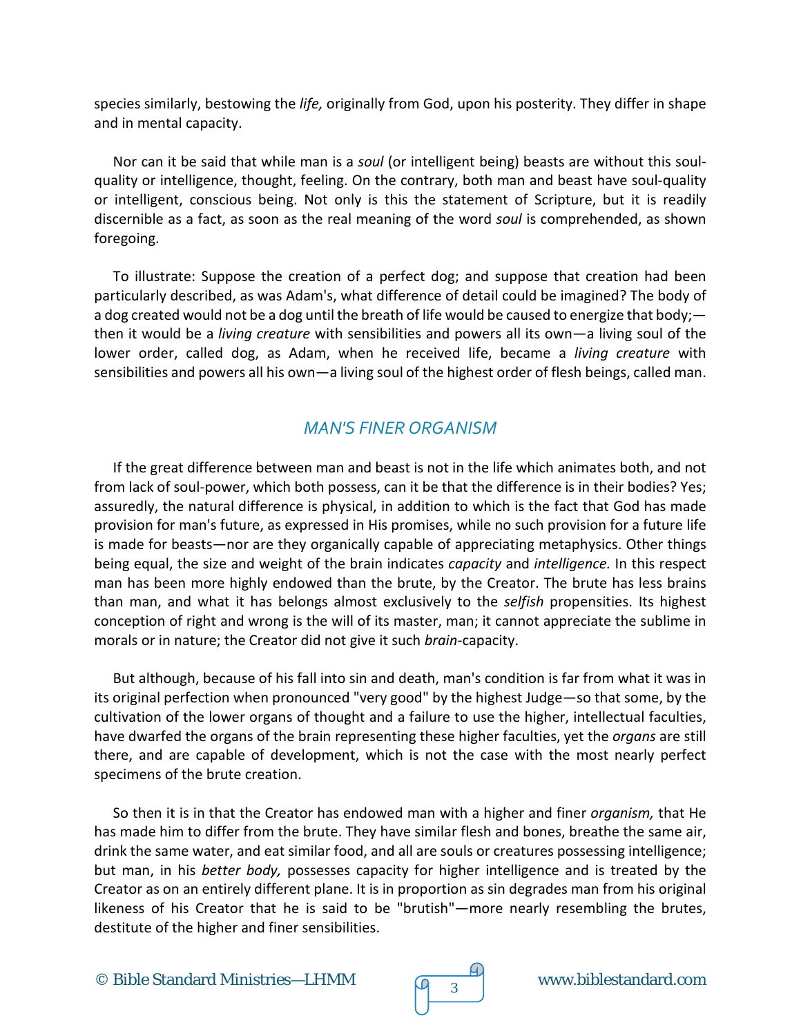species similarly, bestowing the *life,* originally from God, upon his posterity. They differ in shape and in mental capacity.

Nor can it be said that while man is a *soul* (or intelligent being) beasts are without this soul-quality or intelligence, thought, feeling. On the contrary, both man and beast have soul-quality or intelligent, conscious being. Not only is this the statement of Scripture, but it is readily discernible as a fact, as soon as the real meaning of the word *soul* is comprehended, as shown foregoing.

To illustrate: Suppose the creation of a perfect dog; and suppose that creation had been particularly described, as was Adam's, what difference of detail could be imagined? The body of a dog created would not be a dog until the breath of life would be caused to energize that body;—then it would be a *living creature* with sensibilities and powers all its own—a living soul of the lower order, called dog, as Adam, when he received life, became a *living creature* with sensibilities and powers all his own—a living soul of the highest order of flesh beings, called man.

## *MAN'S FINER ORGANISM*

If the great difference between man and beast is not in the life which animates both, and not from lack of soul-power, which both possess, can it be that the difference is in their bodies? Yes; assuredly, the natural difference is physical, in addition to which is the fact that God has made provision for man's future, as expressed in His promises, while no such provision for a future life is made for beasts—nor are they organically capable of appreciating metaphysics. Other things being equal, the size and weight of the brain indicates *capacity* and *intelligence.* In this respect man has been more highly endowed than the brute, by the Creator. The brute has less brains than man, and what it has belongs almost exclusively to the *selfish* propensities. Its highest conception of right and wrong is the will of its master, man; it cannot appreciate the sublime in morals or in nature; the Creator did not give it such *brain*-capacity.

But although, because of his fall into sin and death, man's condition is far from what it was in its original perfection when pronounced "very good" by the highest Judge—so that some, by the cultivation of the lower organs of thought and a failure to use the higher, intellectual faculties, have dwarfed the organs of the brain representing these higher faculties, yet the *organs* are still there, and are capable of development, which is not the case with the most nearly perfect specimens of the brute creation.

So then it is in that the Creator has endowed man with a higher and finer *organism,* that He has made him to differ from the brute. They have similar flesh and bones, breathe the same air, drink the same water, and eat similar food, and all are souls or creatures possessing intelligence; but man, in his *better body,* possesses capacity for higher intelligence and is treated by the Creator as on an entirely different plane. It is in proportion as sin degrades man from his original likeness of his Creator that he is said to be "brutish"—more nearly resembling the brutes, destitute of the higher and finer sensibilities.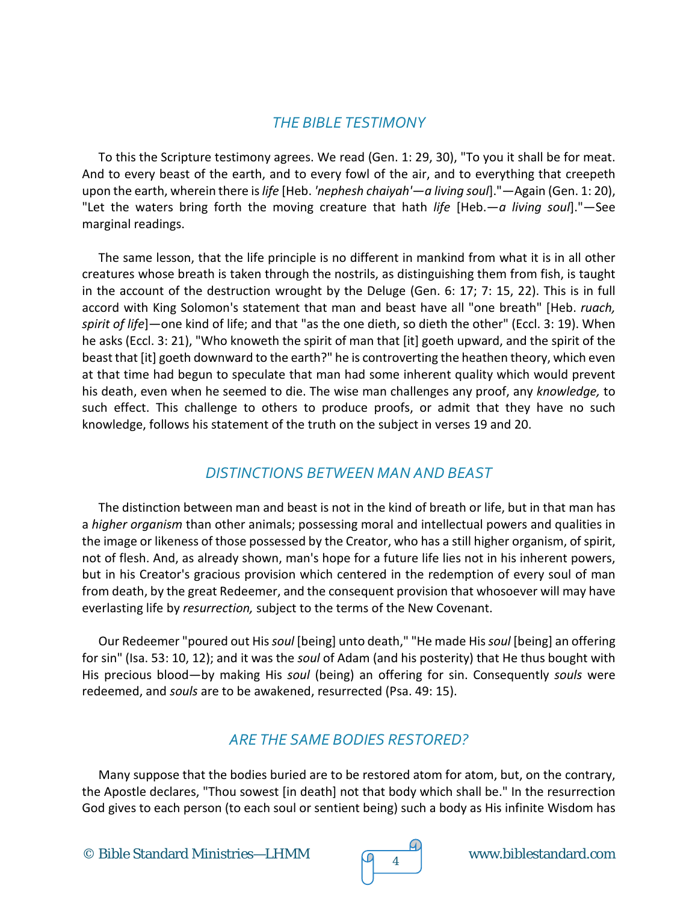## *THE BIBLE TESTIMONY*

To this the Scripture testimony agrees. We read (Gen. 1: 29, 30), "To you it shall be for meat. And to every beast of the earth, and to every fowl of the air, and to everything that creepeth upon the earth, wherein there is *life* [Heb. *'nephesh chaiyah'—a living soul*]."—Again (Gen. 1: 20), "Let the waters bring forth the moving creature that hath *life* [Heb.—*a living soul*]."—See marginal readings.

The same lesson, that the life principle is no different in mankind from what it is in all other creatures whose breath is taken through the nostrils, as distinguishing them from fish, is taught in the account of the destruction wrought by the Deluge (Gen. 6: 17; 7: 15, 22). This is in full accord with King Solomon's statement that man and beast have all "one breath" [Heb. *ruach, spirit of life*]—one kind of life; and that "as the one dieth, so dieth the other" (Eccl. 3: 19). When he asks (Eccl. 3: 21), "Who knoweth the spirit of man that [it] goeth upward, and the spirit of the beast that [it] goeth downward to the earth?" he is controverting the heathen theory, which even at that time had begun to speculate that man had some inherent quality which would prevent his death, even when he seemed to die. The wise man challenges any proof, any *knowledge,* to such effect. This challenge to others to produce proofs, or admit that they have no such knowledge, follows his statement of the truth on the subject in verses 19 and 20.

## *DISTINCTIONS BETWEEN MAN AND BEAST*

The distinction between man and beast is not in the kind of breath or life, but in that man has a *higher organism* than other animals; possessing moral and intellectual powers and qualities in the image or likeness of those possessed by the Creator, who has a still higher organism, of spirit, not of flesh. And, as already shown, man's hope for a future life lies not in his inherent powers, but in his Creator's gracious provision which centered in the redemption of every soul of man from death, by the great Redeemer, and the consequent provision that whosoever will may have everlasting life by *resurrection,* subject to the terms of the New Covenant.

Our Redeemer "poured out His *soul* [being] unto death," "He made His *soul* [being] an offering for sin" (Isa. 53: 10, 12); and it was the *soul* of Adam (and his posterity) that He thus bought with His precious blood—by making His *soul* (being) an offering for sin. Consequently *souls* were redeemed, and *souls* are to be awakened, resurrected (Psa. 49: 15).

## *ARE THE SAME BODIES RESTORED?*

Many suppose that the bodies buried are to be restored atom for atom, but, on the contrary, the Apostle declares, "Thou sowest [in death] not that body which shall be." In the resurrection God gives to each person (to each soul or sentient being) such a body as His infinite Wisdom has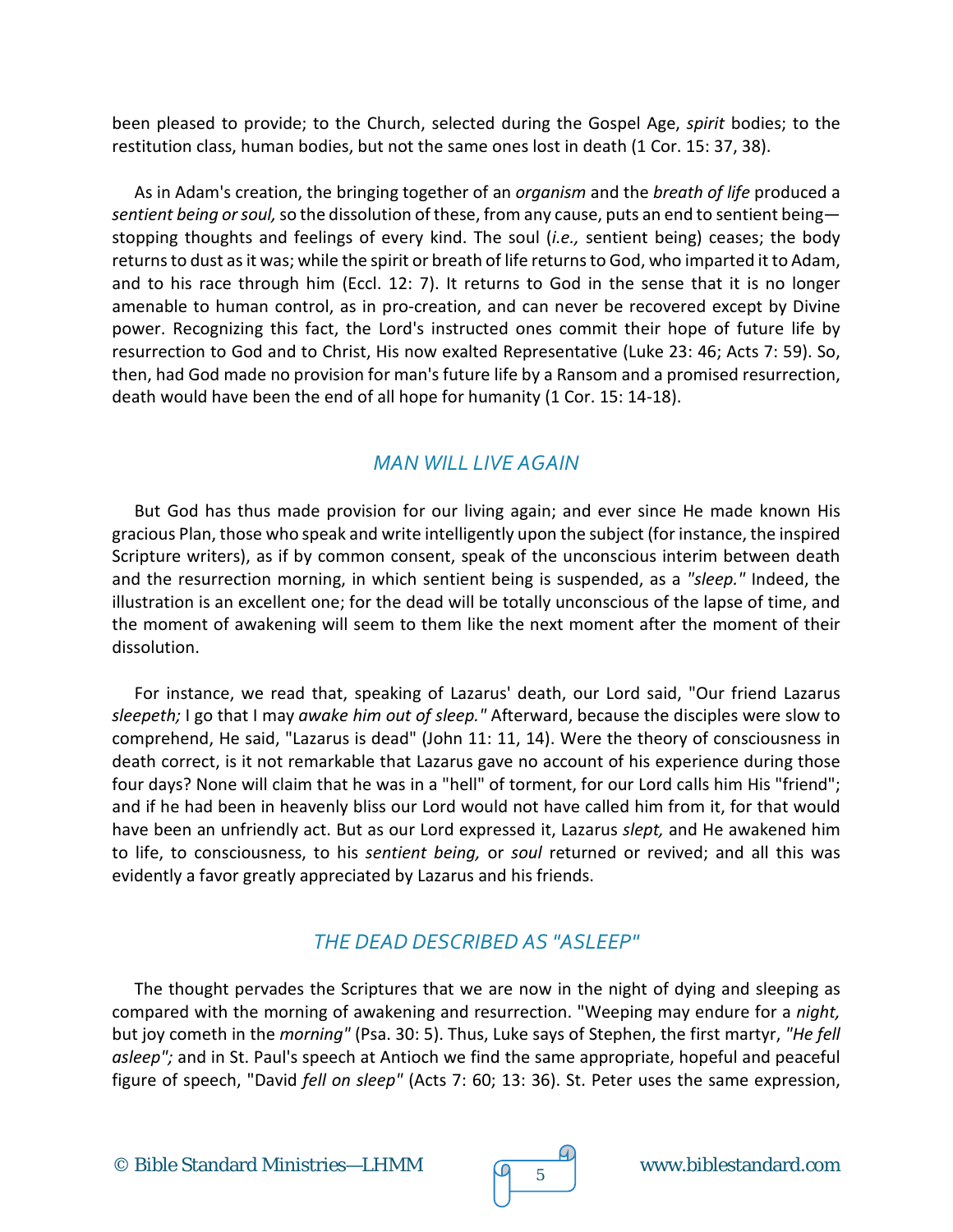been pleased to provide; to the Church, selected during the Gospel Age, *spirit* bodies; to the restitution class, human bodies, but not the same ones lost in death (1 Cor. 15: 37, 38).

As in Adam's creation, the bringing together of an *organism* and the *breath of life* produced a *sentient being or soul,* so the dissolution of these, from any cause, puts an end to sentient being—stopping thoughts and feelings of every kind. The soul (*i.e.,* sentient being) ceases; the body returns to dust as it was; while the spirit or breath of life returns to God, who imparted it to Adam, and to his race through him (Eccl. 12: 7). It returns to God in the sense that it is no longer amenable to human control, as in pro-creation, and can never be recovered except by Divine power. Recognizing this fact, the Lord's instructed ones commit their hope of future life by resurrection to God and to Christ, His now exalted Representative (Luke 23: 46; Acts 7: 59). So, then, had God made no provision for man's future life by a Ransom and a promised resurrection, death would have been the end of all hope for humanity (1 Cor. 15: 14-18).

## *MAN WILL LIVE AGAIN*

But God has thus made provision for our living again; and ever since He made known His gracious Plan, those who speak and write intelligently upon the subject (for instance, the inspired Scripture writers), as if by common consent, speak of the unconscious interim between death and the resurrection morning, in which sentient being is suspended, as a *"sleep."* Indeed, the illustration is an excellent one; for the dead will be totally unconscious of the lapse of time, and the moment of awakening will seem to them like the next moment after the moment of their dissolution.

For instance, we read that, speaking of Lazarus' death, our Lord said, "Our friend Lazarus *sleepeth;* I go that I may *awake him out of sleep."* Afterward, because the disciples were slow to comprehend, He said, "Lazarus is dead" (John 11: 11, 14). Were the theory of consciousness in death correct, is it not remarkable that Lazarus gave no account of his experience during those four days? None will claim that he was in a "hell" of torment, for our Lord calls him His "friend"; and if he had been in heavenly bliss our Lord would not have called him from it, for that would have been an unfriendly act. But as our Lord expressed it, Lazarus *slept,* and He awakened him to life, to consciousness, to his *sentient being,* or *soul* returned or revived; and all this was evidently a favor greatly appreciated by Lazarus and his friends.

## *THE DEAD DESCRIBED AS "ASLEEP"*

The thought pervades the Scriptures that we are now in the night of dying and sleeping as compared with the morning of awakening and resurrection. "Weeping may endure for a *night,* but joy cometh in the *morning"* (Psa. 30: 5). Thus, Luke says of Stephen, the first martyr, *"He fell asleep";* and in St. Paul's speech at Antioch we find the same appropriate, hopeful and peaceful figure of speech, "David *fell on sleep"* (Acts 7: 60; 13: 36). St. Peter uses the same expression,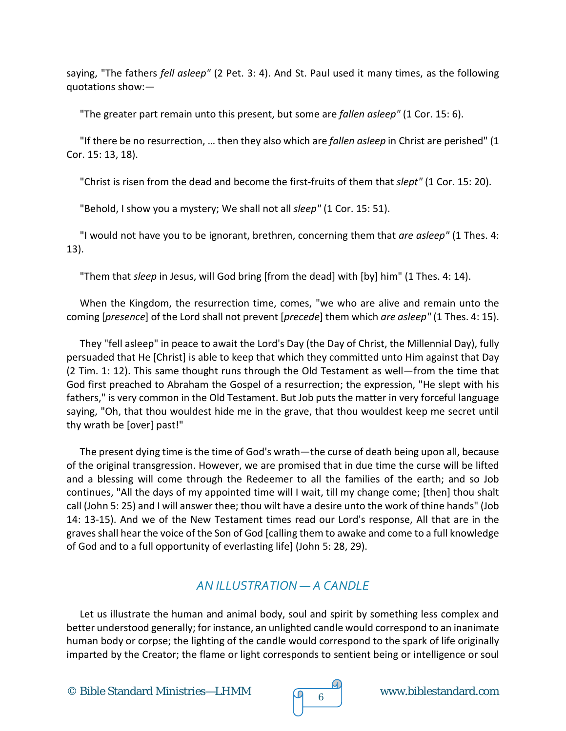saying, "The fathers *fell asleep"* (2 Pet. 3: 4). And St. Paul used it many times, as the following quotations show:—

"The greater part remain unto this present, but some are *fallen asleep"* (1 Cor. 15: 6).

"If there be no resurrection, … then they also which are *fallen asleep* in Christ are perished" (1 Cor. 15: 13, 18).

"Christ is risen from the dead and become the first-fruits of them that *slept"* (1 Cor. 15: 20).

"Behold, I show you a mystery; We shall not all *sleep"* (1 Cor. 15: 51).

"I would not have you to be ignorant, brethren, concerning them that *are asleep"* (1 Thes. 4: 13).

"Them that *sleep* in Jesus, will God bring [from the dead] with [by] him" (1 Thes. 4: 14).

When the Kingdom, the resurrection time, comes, "we who are alive and remain unto the coming [*presence*] of the Lord shall not prevent [*precede*] them which *are asleep"* (1 Thes. 4: 15).

They "fell asleep" in peace to await the Lord's Day (the Day of Christ, the Millennial Day), fully persuaded that He [Christ] is able to keep that which they committed unto Him against that Day (2 Tim. 1: 12). This same thought runs through the Old Testament as well—from the time that God first preached to Abraham the Gospel of a resurrection; the expression, "He slept with his fathers," is very common in the Old Testament. But Job puts the matter in very forceful language saying, "Oh, that thou wouldest hide me in the grave, that thou wouldest keep me secret until thy wrath be [over] past!"

The present dying time is the time of God's wrath—the curse of death being upon all, because of the original transgression. However, we are promised that in due time the curse will be lifted and a blessing will come through the Redeemer to all the families of the earth; and so Job continues, "All the days of my appointed time will I wait, till my change come; [then] thou shalt call (John 5: 25) and I will answer thee; thou wilt have a desire unto the work of thine hands" (Job 14: 13-15). And we of the New Testament times read our Lord's response, All that are in the graves shall hear the voice of the Son of God [calling them to awake and come to a full knowledge of God and to a full opportunity of everlasting life] (John 5: 28, 29).

## *AN ILLUSTRATION — A CANDLE*

Let us illustrate the human and animal body, soul and spirit by something less complex and better understood generally; for instance, an unlighted candle would correspond to an inanimate human body or corpse; the lighting of the candle would correspond to the spark of life originally imparted by the Creator; the flame or light corresponds to sentient being or intelligence or soul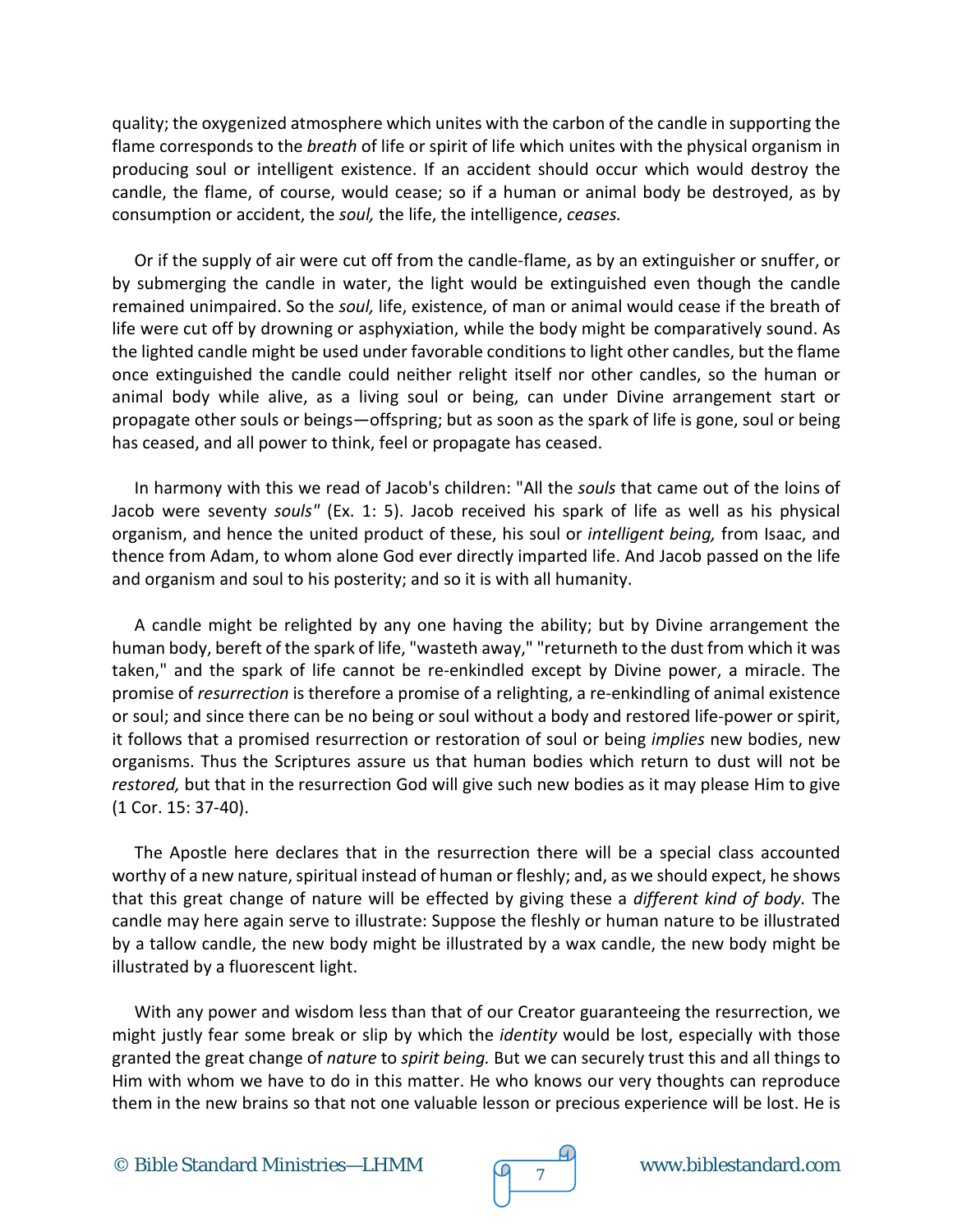quality; the oxygenized atmosphere which unites with the carbon of the candle in supporting the flame corresponds to the *breath* of life or spirit of life which unites with the physical organism in producing soul or intelligent existence. If an accident should occur which would destroy the candle, the flame, of course, would cease; so if a human or animal body be destroyed, as by consumption or accident, the *soul,* the life, the intelligence, *ceases.*

Or if the supply of air were cut off from the candle-flame, as by an extinguisher or snuffer, or by submerging the candle in water, the light would be extinguished even though the candle remained unimpaired. So the *soul,* life, existence, of man or animal would cease if the breath of life were cut off by drowning or asphyxiation, while the body might be comparatively sound. As the lighted candle might be used under favorable conditions to light other candles, but the flame once extinguished the candle could neither relight itself nor other candles, so the human or animal body while alive, as a living soul or being, can under Divine arrangement start or propagate other souls or beings—offspring; but as soon as the spark of life is gone, soul or being has ceased, and all power to think, feel or propagate has ceased.

In harmony with this we read of Jacob's children: "All the *souls* that came out of the loins of Jacob were seventy *souls"* (Ex. 1: 5). Jacob received his spark of life as well as his physical organism, and hence the united product of these, his soul or *intelligent being,* from Isaac, and thence from Adam, to whom alone God ever directly imparted life. And Jacob passed on the life and organism and soul to his posterity; and so it is with all humanity.

A candle might be relighted by any one having the ability; but by Divine arrangement the human body, bereft of the spark of life, "wasteth away," "returneth to the dust from which it was taken," and the spark of life cannot be re-enkindled except by Divine power, a miracle. The promise of *resurrection* is therefore a promise of a relighting, a re-enkindling of animal existence or soul; and since there can be no being or soul without a body and restored life-power or spirit, it follows that a promised resurrection or restoration of soul or being *implies* new bodies, new organisms. Thus the Scriptures assure us that human bodies which return to dust will not be *restored,* but that in the resurrection God will give such new bodies as it may please Him to give (1 Cor. 15: 37-40).

The Apostle here declares that in the resurrection there will be a special class accounted worthy of a new nature, spiritual instead of human or fleshly; and, as we should expect, he shows that this great change of nature will be effected by giving these a *different kind of body.* The candle may here again serve to illustrate: Suppose the fleshly or human nature to be illustrated by a tallow candle, the new body might be illustrated by a wax candle, the new body might be illustrated by a fluorescent light.

With any power and wisdom less than that of our Creator guaranteeing the resurrection, we might justly fear some break or slip by which the *identity* would be lost, especially with those granted the great change of *nature* to *spirit being.* But we can securely trust this and all things to Him with whom we have to do in this matter. He who knows our very thoughts can reproduce them in the new brains so that not one valuable lesson or precious experience will be lost. He is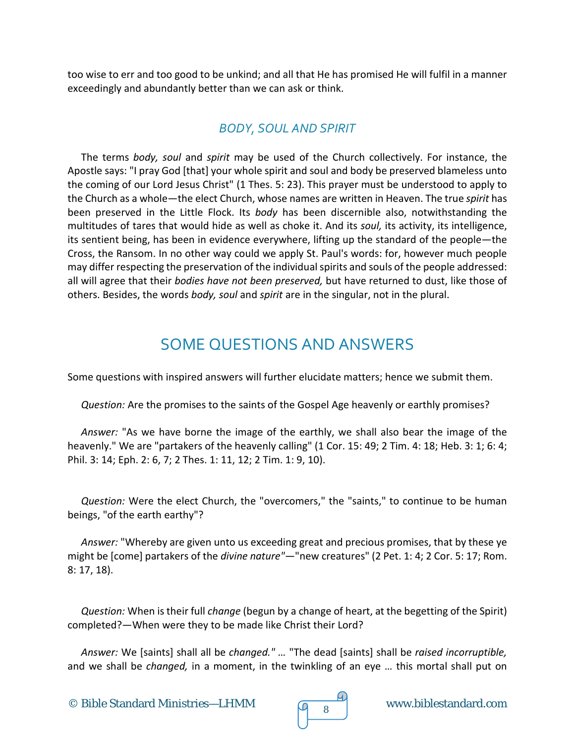too wise to err and too good to be unkind; and all that He has promised He will fulfil in a manner exceedingly and abundantly better than we can ask or think.

### *BODY, SOUL AND SPIRIT*

The terms *body, soul* and *spirit* may be used of the Church collectively. For instance, the Apostle says: "I pray God [that] your whole spirit and soul and body be preserved blameless unto the coming of our Lord Jesus Christ" (1 Thes. 5: 23). This prayer must be understood to apply to the Church as a whole—the elect Church, whose names are written in Heaven. The true *spirit* has been preserved in the Little Flock. Its *body* has been discernible also, notwithstanding the multitudes of tares that would hide as well as choke it. And its *soul,* its activity, its intelligence, its sentient being, has been in evidence everywhere, lifting up the standard of the people—the Cross, the Ransom. In no other way could we apply St. Paul's words: for, however much people may differ respecting the preservation of the individual spirits and souls of the people addressed: all will agree that their *bodies have not been preserved,* but have returned to dust, like those of others. Besides, the words *body, soul* and *spirit* are in the singular, not in the plural.

## SOME QUESTIONS AND ANSWERS

Some questions with inspired answers will further elucidate matters; hence we submit them.

*Question:* Are the promises to the saints of the Gospel Age heavenly or earthly promises?

*Answer:* "As we have borne the image of the earthly, we shall also bear the image of the heavenly." We are "partakers of the heavenly calling" (1 Cor. 15: 49; 2 Tim. 4: 18; Heb. 3: 1; 6: 4; Phil. 3: 14; Eph. 2: 6, 7; 2 Thes. 1: 11, 12; 2 Tim. 1: 9, 10).

*Question:* Were the elect Church, the "overcomers," the "saints," to continue to be human beings, "of the earth earthy"?

*Answer:* "Whereby are given unto us exceeding great and precious promises, that by these ye might be [come] partakers of the *divine nature"*—"new creatures" (2 Pet. 1: 4; 2 Cor. 5: 17; Rom. 8: 17, 18).

*Question:* When is their full *change* (begun by a change of heart, at the begetting of the Spirit) completed?—When were they to be made like Christ their Lord?

*Answer:* We [saints] shall all be *changed." …* "The dead [saints] shall be *raised incorruptible,* and we shall be *changed,* in a moment, in the twinkling of an eye … this mortal shall put on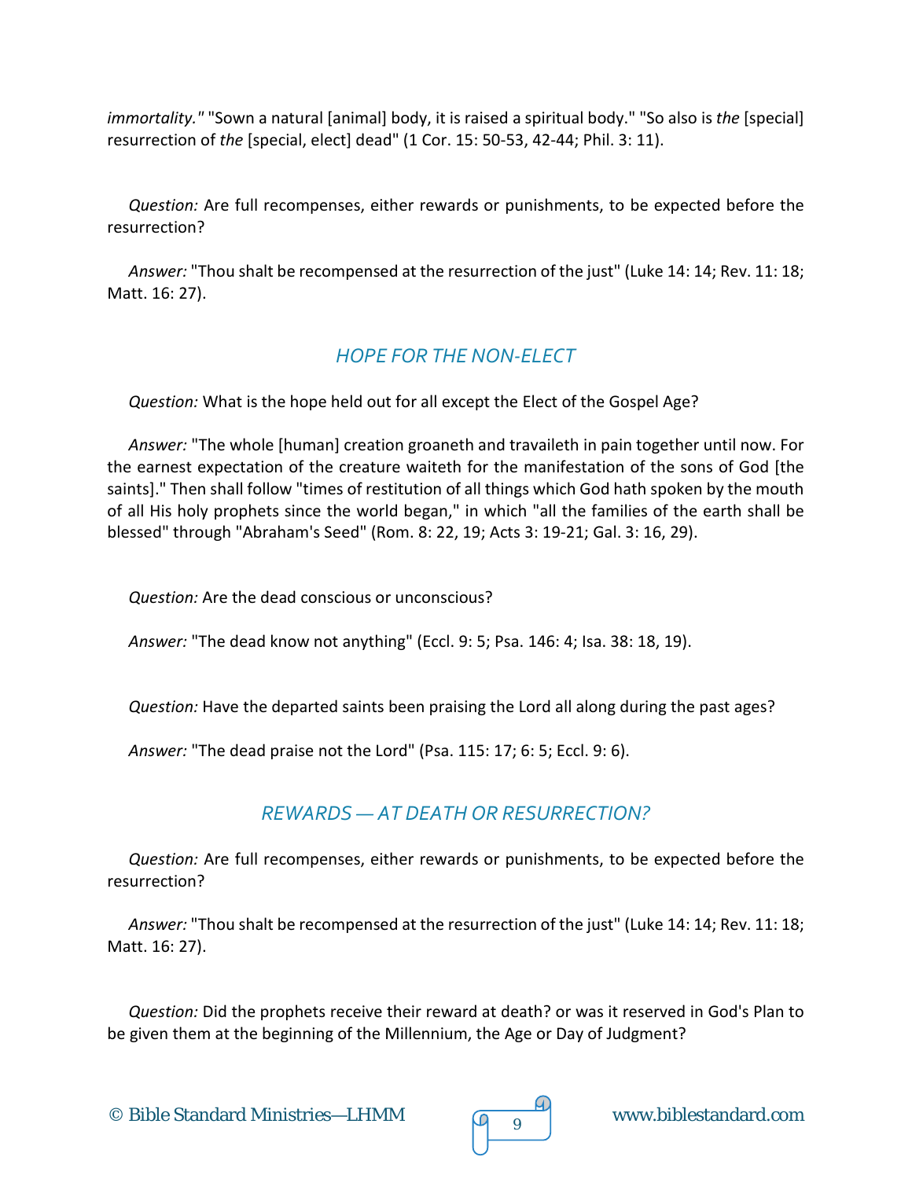*immortality."* "Sown a natural [animal] body, it is raised a spiritual body." "So also is *the* [special] resurrection of *the* [special, elect] dead" (1 Cor. 15: 50-53, 42-44; Phil. 3: 11).

*Question:* Are full recompenses, either rewards or punishments, to be expected before the resurrection?

*Answer:* "Thou shalt be recompensed at the resurrection of the just" (Luke 14: 14; Rev. 11: 18; Matt. 16: 27).

## *HOPE FOR THE NON-ELECT*

*Question:* What is the hope held out for all except the Elect of the Gospel Age?

*Answer:* "The whole [human] creation groaneth and travaileth in pain together until now. For the earnest expectation of the creature waiteth for the manifestation of the sons of God [the saints]." Then shall follow "times of restitution of all things which God hath spoken by the mouth of all His holy prophets since the world began," in which "all the families of the earth shall be blessed" through "Abraham's Seed" (Rom. 8: 22, 19; Acts 3: 19-21; Gal. 3: 16, 29).

*Question:* Are the dead conscious or unconscious?

*Answer:* "The dead know not anything" (Eccl. 9: 5; Psa. 146: 4; Isa. 38: 18, 19).

*Question:* Have the departed saints been praising the Lord all along during the past ages?

*Answer:* "The dead praise not the Lord" (Psa. 115: 17; 6: 5; Eccl. 9: 6).

## *REWARDS — AT DEATH OR RESURRECTION?*

*Question:* Are full recompenses, either rewards or punishments, to be expected before the resurrection?

*Answer:* "Thou shalt be recompensed at the resurrection of the just" (Luke 14: 14; Rev. 11: 18; Matt. 16: 27).

*Question:* Did the prophets receive their reward at death? or was it reserved in God's Plan to be given them at the beginning of the Millennium, the Age or Day of Judgment?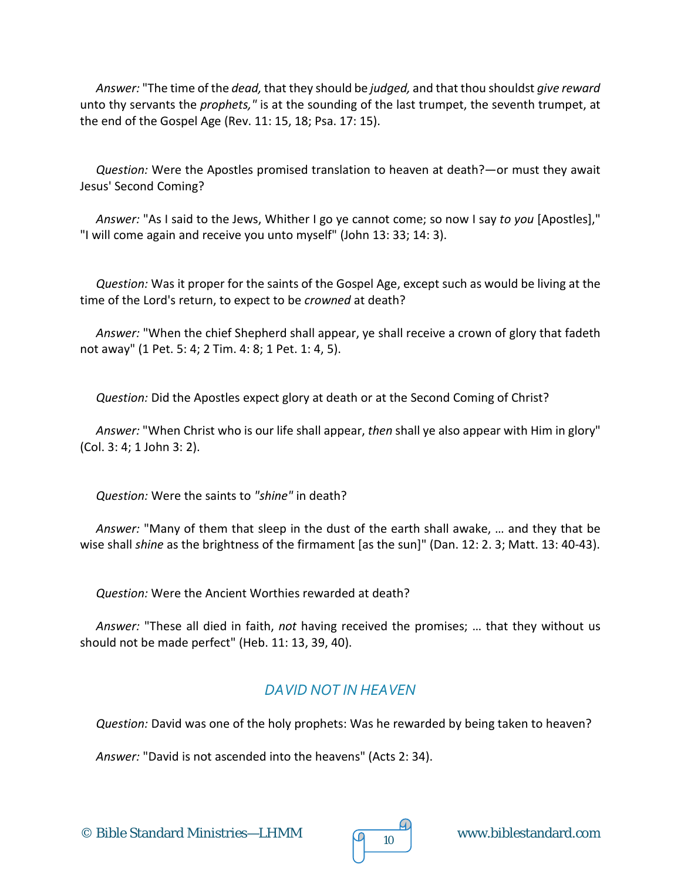*Answer:* "The time of the *dead,* that they should be *judged,* and that thou shouldst *give reward* unto thy servants the *prophets,"* is at the sounding of the last trumpet, the seventh trumpet, at the end of the Gospel Age (Rev. 11: 15, 18; Psa. 17: 15).

*Question:* Were the Apostles promised translation to heaven at death?—or must they await Jesus' Second Coming?

*Answer:* "As I said to the Jews, Whither I go ye cannot come; so now I say *to you* [Apostles]," "I will come again and receive you unto myself" (John 13: 33; 14: 3).

*Question:* Was it proper for the saints of the Gospel Age, except such as would be living at the time of the Lord's return, to expect to be *crowned* at death?

*Answer:* "When the chief Shepherd shall appear, ye shall receive a crown of glory that fadeth not away" (1 Pet. 5: 4; 2 Tim. 4: 8; 1 Pet. 1: 4, 5).

*Question:* Did the Apostles expect glory at death or at the Second Coming of Christ?

*Answer:* "When Christ who is our life shall appear, *then* shall ye also appear with Him in glory" (Col. 3: 4; 1 John 3: 2).

*Question:* Were the saints to *"shine"* in death?

*Answer:* "Many of them that sleep in the dust of the earth shall awake, … and they that be wise shall *shine* as the brightness of the firmament [as the sun]" (Dan. 12: 2. 3; Matt. 13: 40-43).

*Question:* Were the Ancient Worthies rewarded at death?

*Answer:* "These all died in faith, *not* having received the promises; … that they without us should not be made perfect" (Heb. 11: 13, 39, 40).

## *DAVID NOT IN HEAVEN*

*Question:* David was one of the holy prophets: Was he rewarded by being taken to heaven?

*Answer:* "David is not ascended into the heavens" (Acts 2: 34).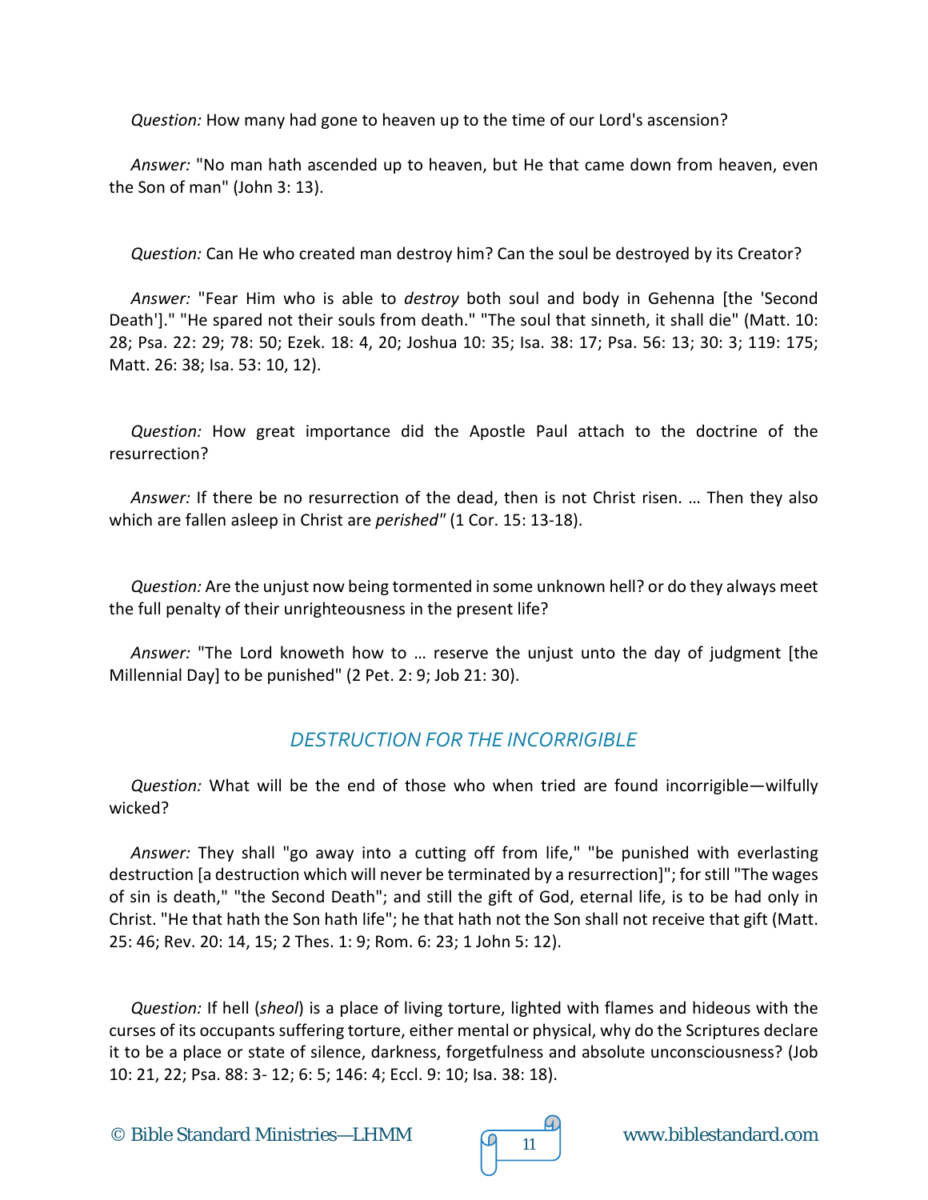*Question:* How many had gone to heaven up to the time of our Lord's ascension?

*Answer:* "No man hath ascended up to heaven, but He that came down from heaven, even the Son of man" (John 3: 13).

*Question:* Can He who created man destroy him? Can the soul be destroyed by its Creator?

*Answer:* "Fear Him who is able to *destroy* both soul and body in Gehenna [the 'Second Death']." "He spared not their souls from death." "The soul that sinneth, it shall die" (Matt. 10: 28; Psa. 22: 29; 78: 50; Ezek. 18: 4, 20; Joshua 10: 35; Isa. 38: 17; Psa. 56: 13; 30: 3; 119: 175; Matt. 26: 38; Isa. 53: 10, 12).

*Question:* How great importance did the Apostle Paul attach to the doctrine of the resurrection?

*Answer:* If there be no resurrection of the dead, then is not Christ risen. … Then they also which are fallen asleep in Christ are *perished"* (1 Cor. 15: 13-18).

*Question:* Are the unjust now being tormented in some unknown hell? or do they always meet the full penalty of their unrighteousness in the present life?

*Answer:* "The Lord knoweth how to … reserve the unjust unto the day of judgment [the Millennial Day] to be punished" (2 Pet. 2: 9; Job 21: 30).

## *DESTRUCTION FOR THE INCORRIGIBLE*

*Question:* What will be the end of those who when tried are found incorrigible—wilfully wicked?

*Answer:* They shall "go away into a cutting off from life," "be punished with everlasting destruction [a destruction which will never be terminated by a resurrection]"; for still "The wages of sin is death," "the Second Death"; and still the gift of God, eternal life, is to be had only in Christ. "He that hath the Son hath life"; he that hath not the Son shall not receive that gift (Matt. 25: 46; Rev. 20: 14, 15; 2 Thes. 1: 9; Rom. 6: 23; 1 John 5: 12).

*Question:* If hell (*sheol*) is a place of living torture, lighted with flames and hideous with the curses of its occupants suffering torture, either mental or physical, why do the Scriptures declare it to be a place or state of silence, darkness, forgetfulness and absolute unconsciousness? (Job 10: 21, 22; Psa. 88: 3- 12; 6: 5; 146: 4; Eccl. 9: 10; Isa. 38: 18).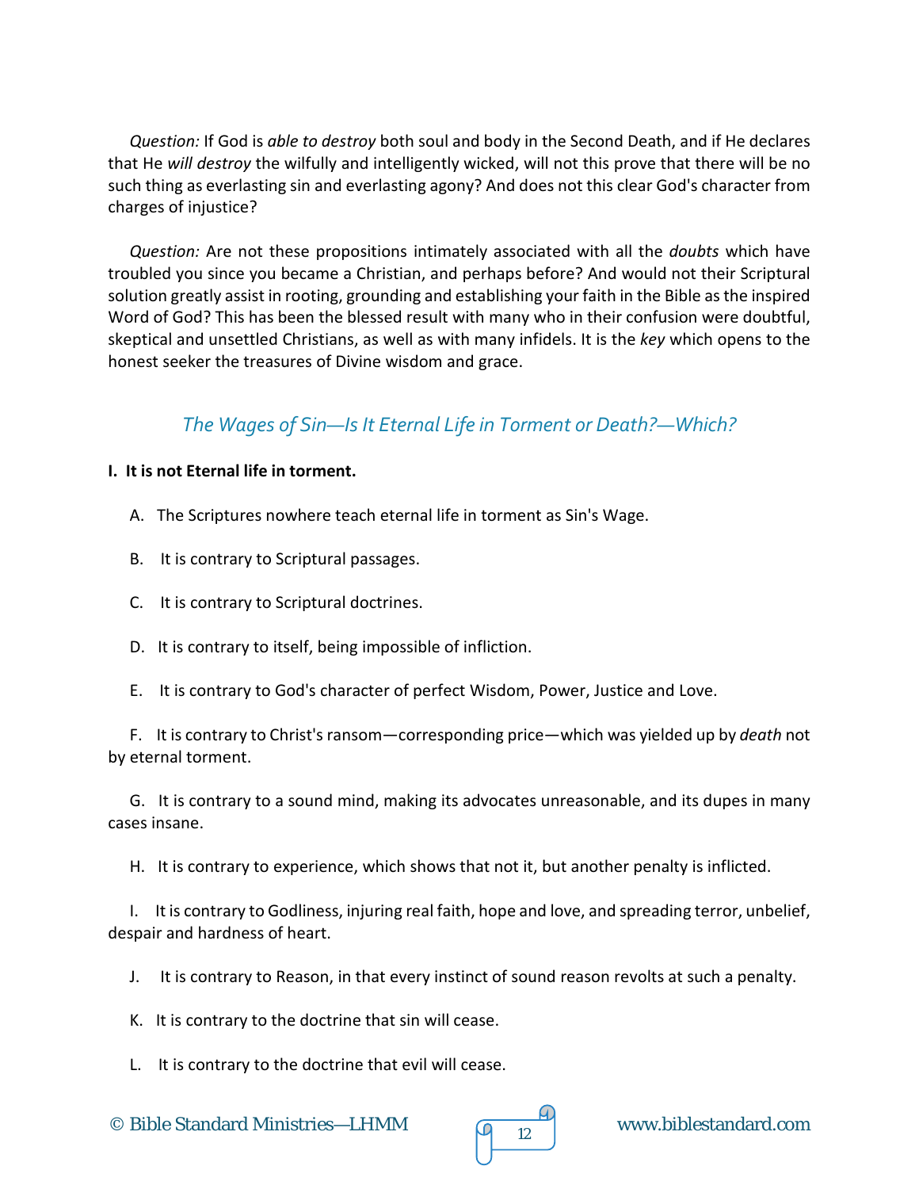*Question:* If God is *able to destroy* both soul and body in the Second Death, and if He declares that He *will destroy* the wilfully and intelligently wicked, will not this prove that there will be no such thing as everlasting sin and everlasting agony? And does not this clear God's character from charges of injustice?

*Question:* Are not these propositions intimately associated with all the *doubts* which have troubled you since you became a Christian, and perhaps before? And would not their Scriptural solution greatly assist in rooting, grounding and establishing your faith in the Bible as the inspired Word of God? This has been the blessed result with many who in their confusion were doubtful, skeptical and unsettled Christians, as well as with many infidels. It is the *key* which opens to the honest seeker the treasures of Divine wisdom and grace.

## *The Wages of Sin—Is It Eternal Life in Torment or Death?—Which?*

**I. It is not Eternal life in torment.**

A. The Scriptures nowhere teach eternal life in torment as Sin's Wage.

B. It is contrary to Scriptural passages.

C. It is contrary to Scriptural doctrines.

D. It is contrary to itself, being impossible of infliction.

E. It is contrary to God's character of perfect Wisdom, Power, Justice and Love.

F. It is contrary to Christ's ransom—corresponding price—which was yielded up by *death* not by eternal torment.

G. It is contrary to a sound mind, making its advocates unreasonable, and its dupes in many cases insane.

H. It is contrary to experience, which shows that not it, but another penalty is inflicted.

I. It is contrary to Godliness, injuring real faith, hope and love, and spreading terror, unbelief, despair and hardness of heart.

J. It is contrary to Reason, in that every instinct of sound reason revolts at such a penalty.

K. It is contrary to the doctrine that sin will cease.

L. It is contrary to the doctrine that evil will cease.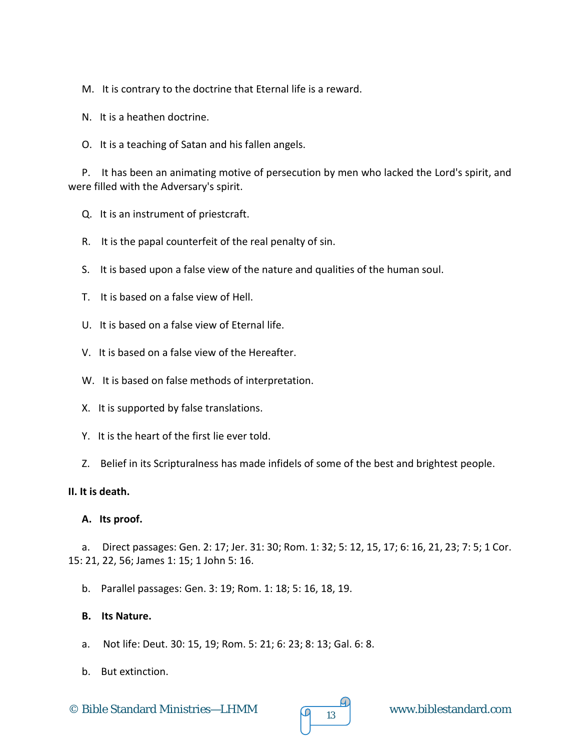M. It is contrary to the doctrine that Eternal life is a reward.

N. It is a heathen doctrine.

O. It is a teaching of Satan and his fallen angels.

P. It has been an animating motive of persecution by men who lacked the Lord's spirit, and were filled with the Adversary's spirit.

Q. It is an instrument of priestcraft.

R. It is the papal counterfeit of the real penalty of sin.

S. It is based upon a false view of the nature and qualities of the human soul.

T. It is based on a false view of Hell.

U. It is based on a false view of Eternal life.

V. It is based on a false view of the Hereafter.

W. It is based on false methods of interpretation.

X. It is supported by false translations.

Y. It is the heart of the first lie ever told.

Z. Belief in its Scripturalness has made infidels of some of the best and brightest people.

**II. It is death.**

**A. Its proof.**

a. Direct passages: Gen. 2: 17; Jer. 31: 30; Rom. 1: 32; 5: 12, 15, 17; 6: 16, 21, 23; 7: 5; 1 Cor. 15: 21, 22, 56; James 1: 15; 1 John 5: 16.

b. Parallel passages: Gen. 3: 19; Rom. 1: 18; 5: 16, 18, 19.

**B. Its Nature.**

a. Not life: Deut. 30: 15, 19; Rom. 5: 21; 6: 23; 8: 13; Gal. 6: 8.

b. But extinction.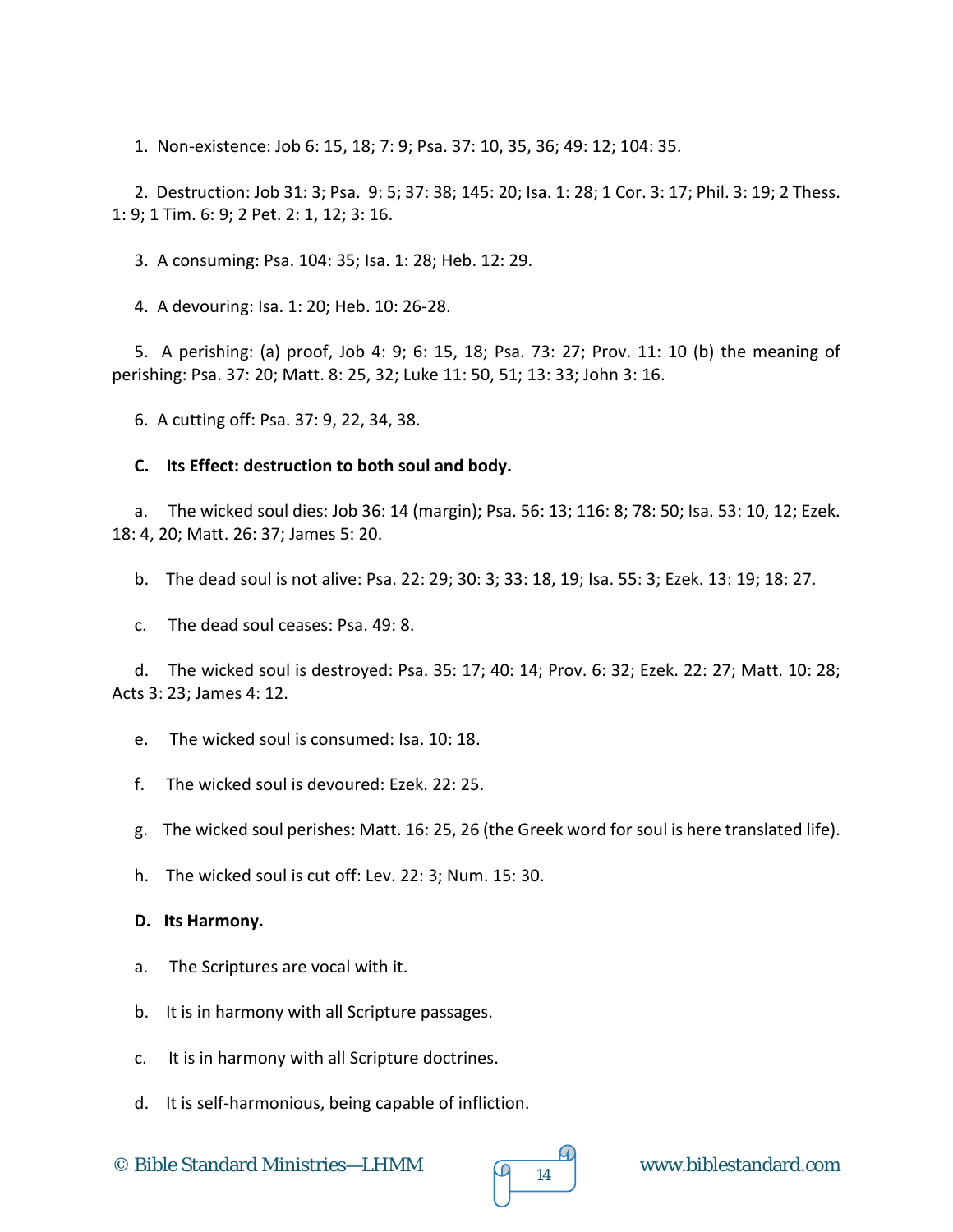1. Non-existence: Job 6: 15, 18; 7: 9; Psa. 37: 10, 35, 36; 49: 12; 104: 35.

2. Destruction: Job 31: 3; Psa. 9: 5; 37: 38; 145: 20; Isa. 1: 28; 1 Cor. 3: 17; Phil. 3: 19; 2 Thess. 1: 9; 1 Tim. 6: 9; 2 Pet. 2: 1, 12; 3: 16.

3. A consuming: Psa. 104: 35; Isa. 1: 28; Heb. 12: 29.

4. A devouring: Isa. 1: 20; Heb. 10: 26-28.

5. A perishing: (a) proof, Job 4: 9; 6: 15, 18; Psa. 73: 27; Prov. 11: 10 (b) the meaning of perishing: Psa. 37: 20; Matt. 8: 25, 32; Luke 11: 50, 51; 13: 33; John 3: 16.

6. A cutting off: Psa. 37: 9, 22, 34, 38.

**C. Its Effect: destruction to both soul and body.**

a. The wicked soul dies: Job 36: 14 (margin); Psa. 56: 13; 116: 8; 78: 50; Isa. 53: 10, 12; Ezek. 18: 4, 20; Matt. 26: 37; James 5: 20.

b. The dead soul is not alive: Psa. 22: 29; 30: 3; 33: 18, 19; Isa. 55: 3; Ezek. 13: 19; 18: 27.

c. The dead soul ceases: Psa. 49: 8.

d. The wicked soul is destroyed: Psa. 35: 17; 40: 14; Prov. 6: 32; Ezek. 22: 27; Matt. 10: 28; Acts 3: 23; James 4: 12.

e. The wicked soul is consumed: Isa. 10: 18.

f. The wicked soul is devoured: Ezek. 22: 25.

g. The wicked soul perishes: Matt. 16: 25, 26 (the Greek word for soul is here translated life).

h. The wicked soul is cut off: Lev. 22: 3; Num. 15: 30.

**D. Its Harmony.**

a. The Scriptures are vocal with it.

b. It is in harmony with all Scripture passages.

c. It is in harmony with all Scripture doctrines.

d. It is self-harmonious, being capable of infliction.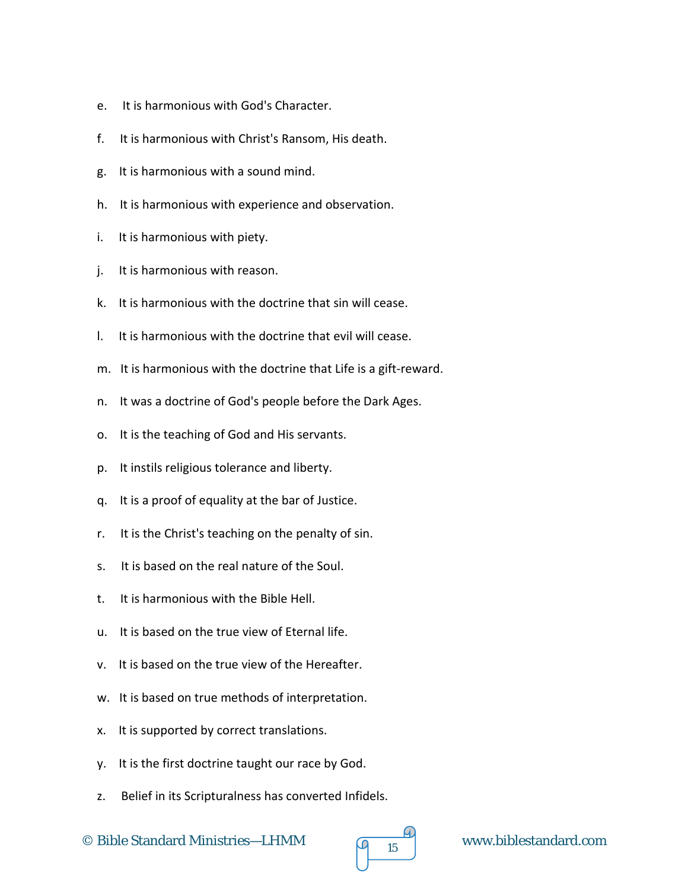e. It is harmonious with God's Character.

f. It is harmonious with Christ's Ransom, His death.

g. It is harmonious with a sound mind.

h. It is harmonious with experience and observation.

i. It is harmonious with piety.

j. It is harmonious with reason.

k. It is harmonious with the doctrine that sin will cease.

l. It is harmonious with the doctrine that evil will cease.

m. It is harmonious with the doctrine that Life is a gift-reward.

n. It was a doctrine of God's people before the Dark Ages.

o. It is the teaching of God and His servants.

p. It instils religious tolerance and liberty.

q. It is a proof of equality at the bar of Justice.

r. It is the Christ's teaching on the penalty of sin.

s. It is based on the real nature of the Soul.

t. It is harmonious with the Bible Hell.

u. It is based on the true view of Eternal life.

v. It is based on the true view of the Hereafter.

w. It is based on true methods of interpretation.

x. It is supported by correct translations.

y. It is the first doctrine taught our race by God.

z. Belief in its Scripturalness has converted Infidels.